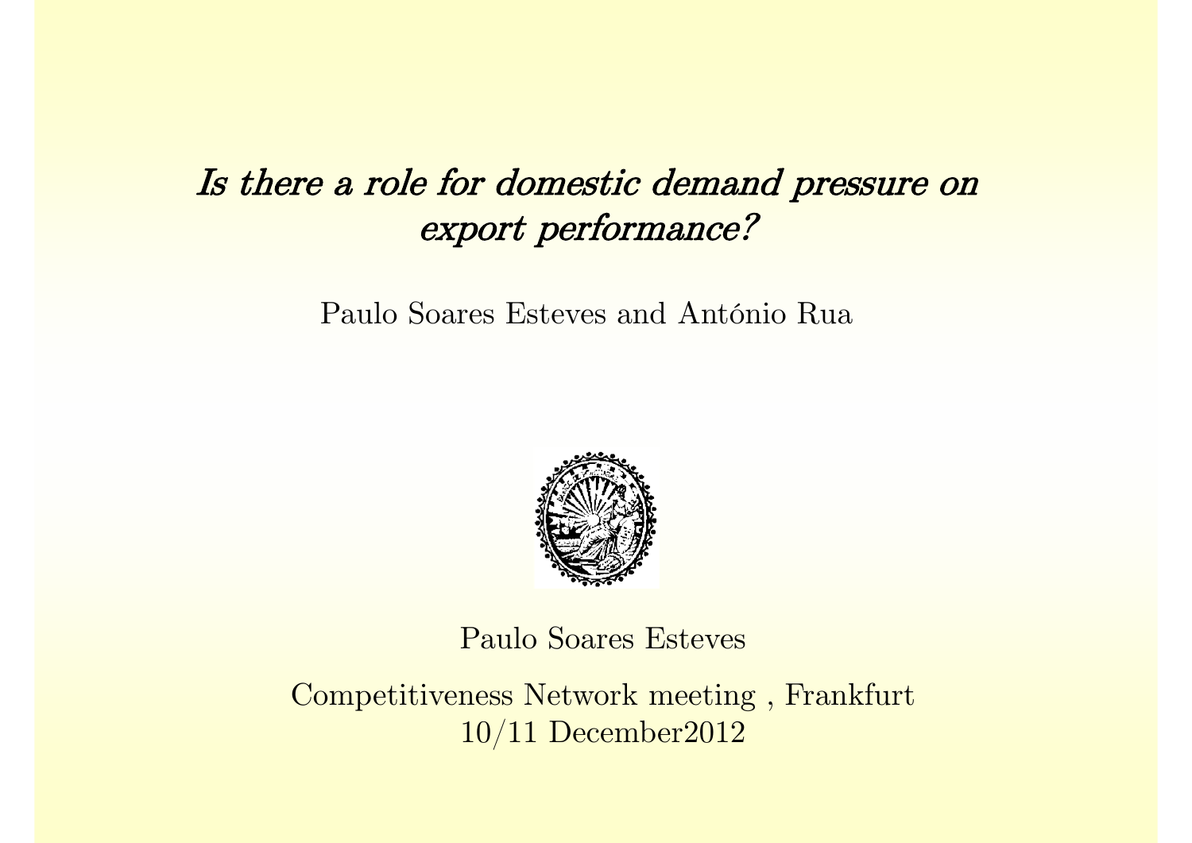# *Is there a role for domestic demand pressure on export performance?*

Paulo Soares Esteves and António Rua

Paulo Soares Esteves

Competitiveness Network meeting , Frankfurt
10/11 December2012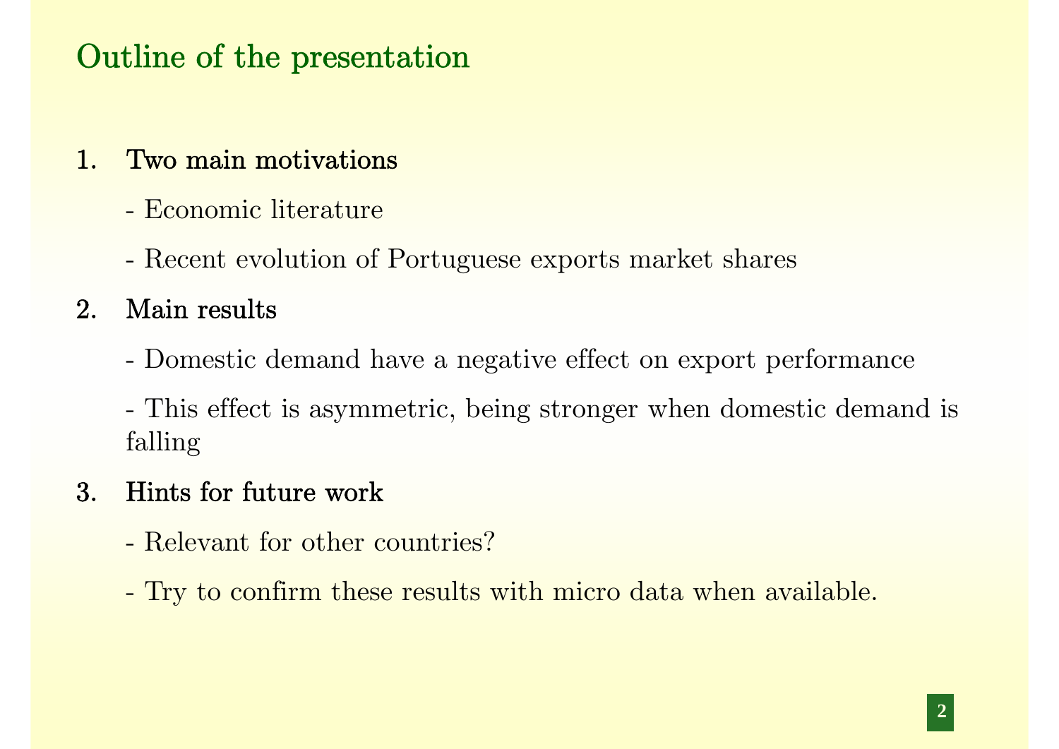# Outline of the presentation

1. **Two main motivations**

   - Economic literature

   - Recent evolution of Portuguese exports market shares

2. **Main results**

   - Domestic demand have a negative effect on export performance

   - This effect is asymmetric, being stronger when domestic demand is falling

3. **Hints for future work**

   - Relevant for other countries?

   - Try to confirm these results with micro data when available.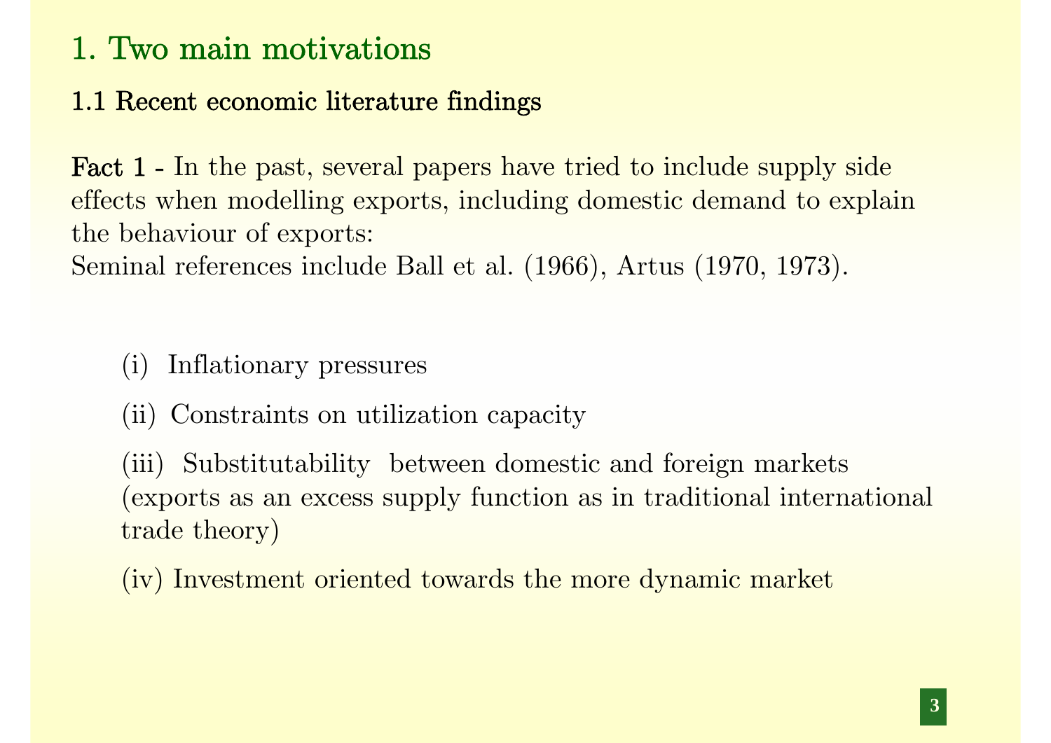## 1. Two main motivations

### 1.1 Recent economic literature findings

**Fact 1** - In the past, several papers have tried to include supply side effects when modelling exports, including domestic demand to explain the behaviour of exports:
Seminal references include Ball et al. (1966), Artus (1970, 1973).

(i) Inflationary pressures

(ii) Constraints on utilization capacity

(iii) Substitutability between domestic and foreign markets (exports as an excess supply function as in traditional international trade theory)

(iv) Investment oriented towards the more dynamic market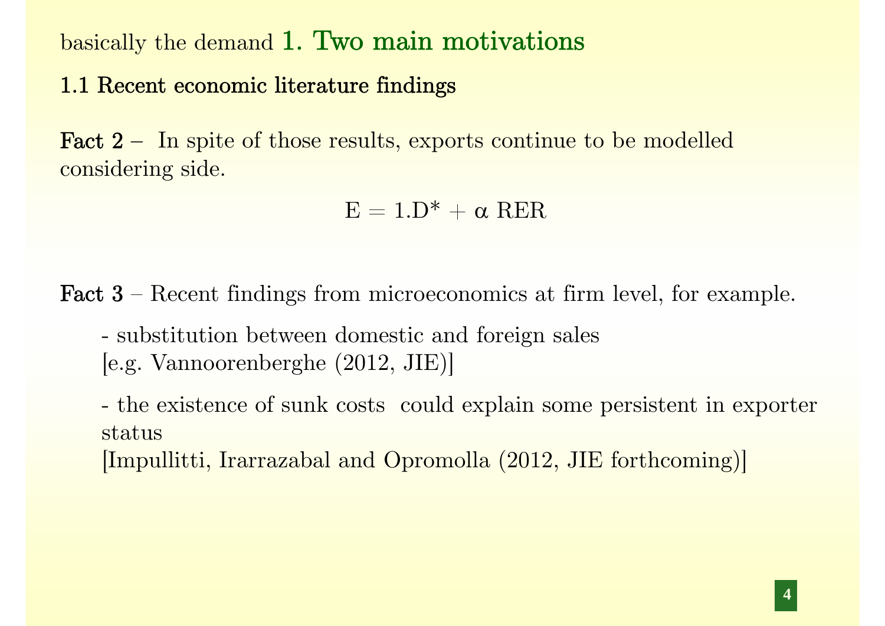basically the demand **1. Two main motivations**

### 1.1 Recent economic literature findings

**Fact 2** – In spite of those results, exports continue to be modelled considering side.

$$E = 1.D^* + \alpha \; RER$$

**Fact 3** – Recent findings from microeconomics at firm level, for example.

- substitution between domestic and foreign sales [e.g. Vannoorenberghe (2012, JIE)]

- the existence of sunk costs could explain some persistent in exporter status [Impullitti, Irarrazabal and Opromolla (2012, JIE forthcoming)]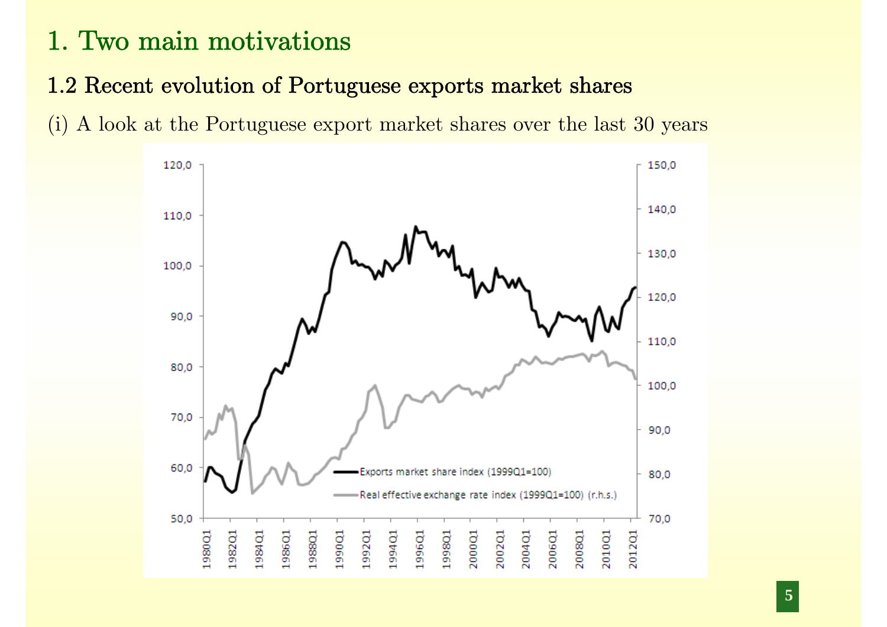# 1. Two main motivations

## 1.2 Recent evolution of Portuguese exports market shares

(i) A look at the Portuguese export market shares over the last 30 years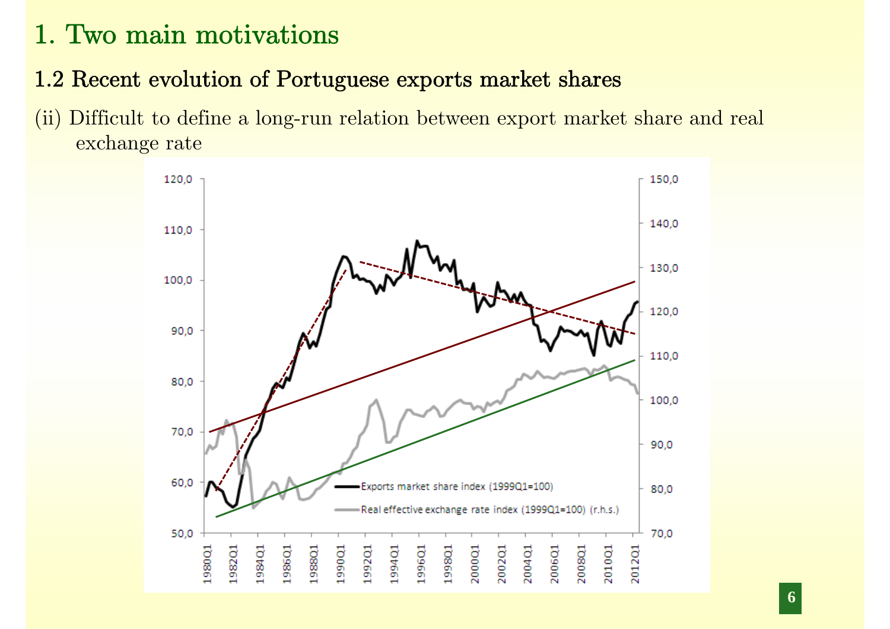# 1. Two main motivations

## 1.2 Recent evolution of Portuguese exports market shares

(ii) Difficult to define a long-run relation between export market share and real exchange rate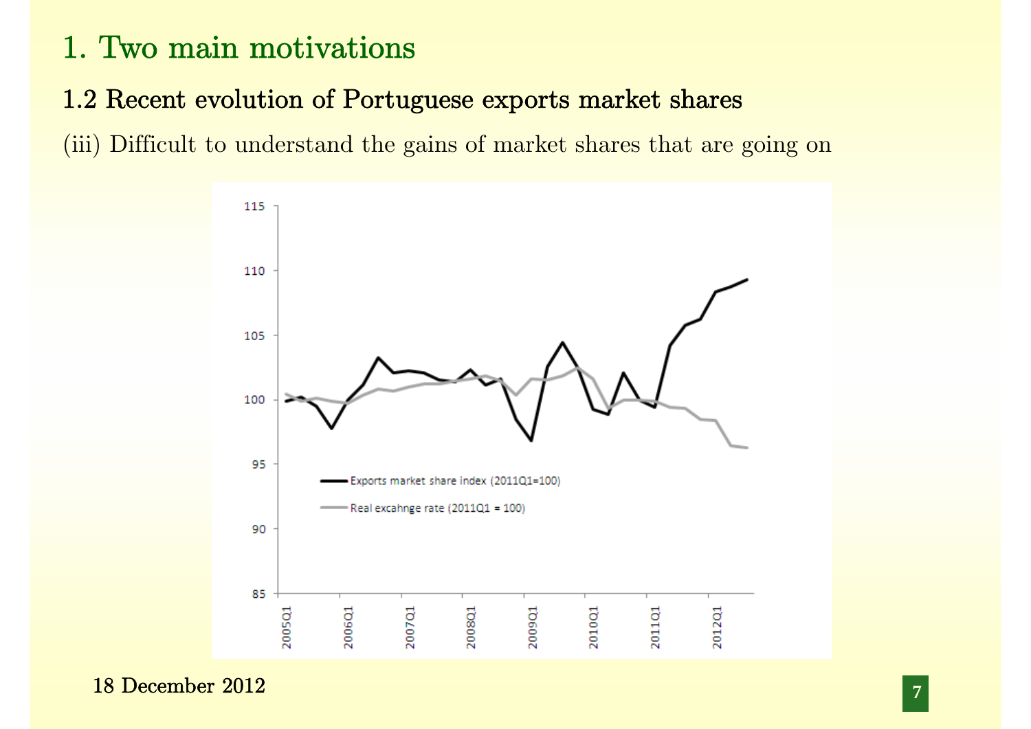# 1. Two main motivations

## 1.2 Recent evolution of Portuguese exports market shares

(iii) Difficult to understand the gains of market shares that are going on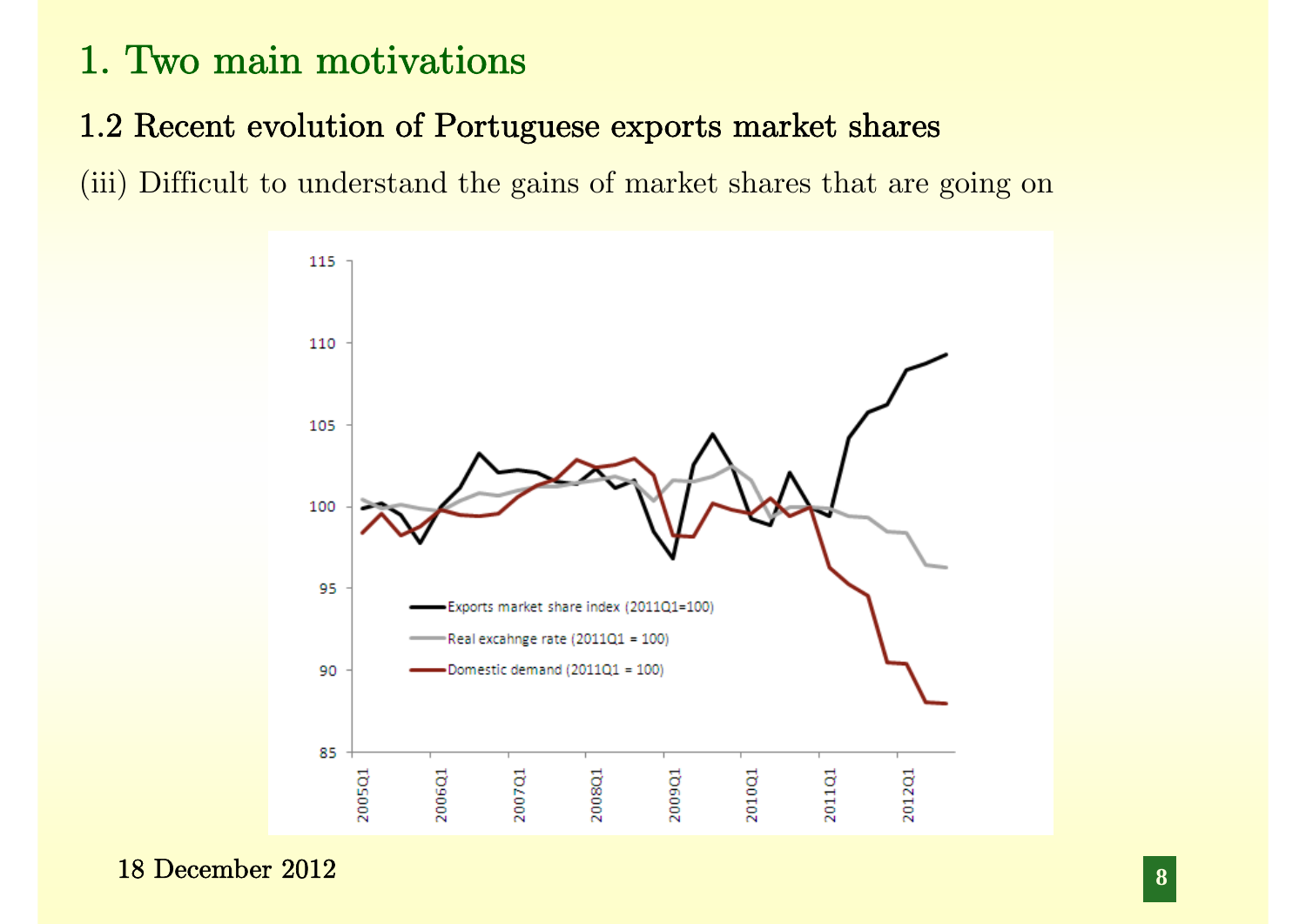# 1. Two main motivations

## 1.2 Recent evolution of Portuguese exports market shares

(iii) Difficult to understand the gains of market shares that are going on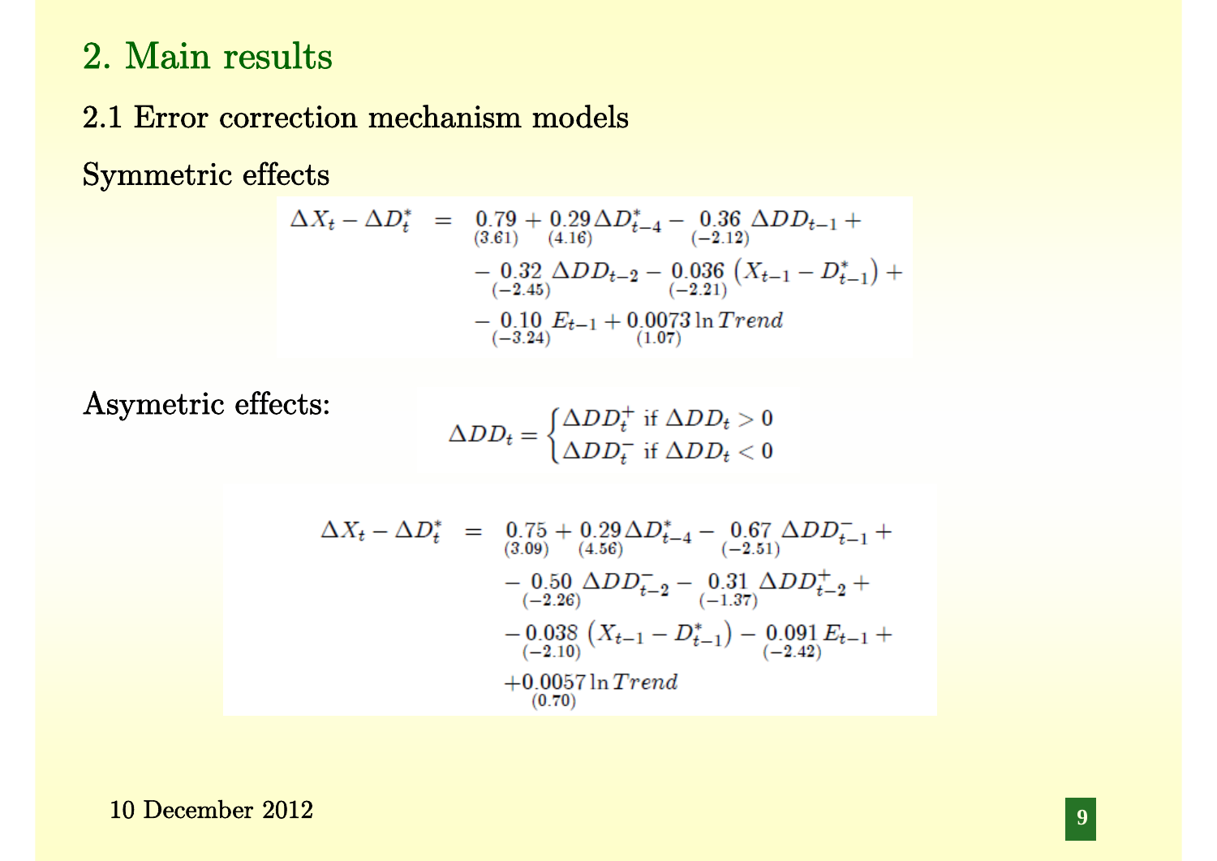## 2. Main results

### 2.1 Error correction mechanism models

Symmetric effects

$$
\begin{aligned}
\Delta X_t - \Delta D_t^* = \; & \underset{(3.61)}{0.79} + \underset{(4.16)}{0.29} \Delta D_{t-4}^* - \underset{(-2.12)}{0.36} \Delta DD_{t-1} + \\
& - \underset{(-2.45)}{0.32} \Delta DD_{t-2} - \underset{(-2.21)}{0.036} \left( X_{t-1} - D_{t-1}^* \right) + \\
& - \underset{(-3.24)}{0.10} E_{t-1} + \underset{(1.07)}{0.0073} \ln Trend
\end{aligned}
$$

Asymetric effects:

$$
\Delta DD_t = \begin{cases} \Delta DD_t^+ \text{ if } \Delta DD_t > 0 \\ \Delta DD_t^- \text{ if } \Delta DD_t < 0 \end{cases}
$$

$$
\begin{aligned}
\Delta X_t - \Delta D_t^* = \; & \underset{(3.09)}{0.75} + \underset{(4.56)}{0.29} \Delta D_{t-4}^* - \underset{(-2.51)}{0.67} \Delta DD_{t-1}^- + \\
& - \underset{(-2.26)}{0.50} \Delta DD_{t-2}^- - \underset{(-1.37)}{0.31} \Delta DD_{t-2}^+ + \\
& - \underset{(-2.10)}{0.038} \left( X_{t-1} - D_{t-1}^* \right) - \underset{(-2.42)}{0.091} E_{t-1} + \\
& + \underset{(0.70)}{0.0057} \ln Trend
\end{aligned}
$$

10 December 2012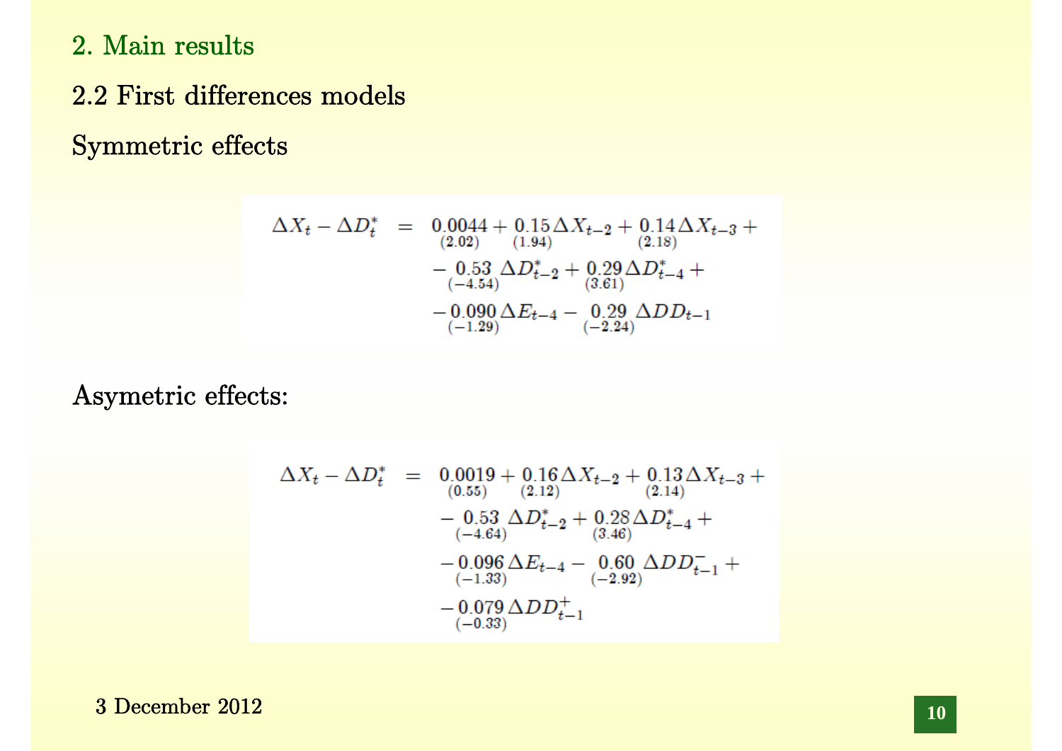## 2. Main results

### 2.2 First differences models

Symmetric effects

$$
\begin{aligned}
\Delta X_t - \Delta D_t^* \;=\; & \underset{(2.02)}{0.0044} + \underset{(1.94)}{0.15}\Delta X_{t-2} + \underset{(2.18)}{0.14}\Delta X_{t-3} + \\
& - \underset{(-4.54)}{0.53}\Delta D_{t-2}^* + \underset{(3.61)}{0.29}\Delta D_{t-4}^* + \\
& - \underset{(-1.29)}{0.090}\Delta E_{t-4} - \underset{(-2.24)}{0.29}\Delta DD_{t-1}
\end{aligned}
$$

Asymetric effects:

$$
\begin{aligned}
\Delta X_t - \Delta D_t^* \;=\; & \underset{(0.55)}{0.0019} + \underset{(2.12)}{0.16}\Delta X_{t-2} + \underset{(2.14)}{0.13}\Delta X_{t-3} + \\
& - \underset{(-4.64)}{0.53}\Delta D_{t-2}^* + \underset{(3.46)}{0.28}\Delta D_{t-4}^* + \\
& - \underset{(-1.33)}{0.096}\Delta E_{t-4} - \underset{(-2.92)}{0.60}\Delta DD_{t-1}^- + \\
& - \underset{(-0.33)}{0.079}\Delta DD_{t-1}^+
\end{aligned}
$$

3 December 2012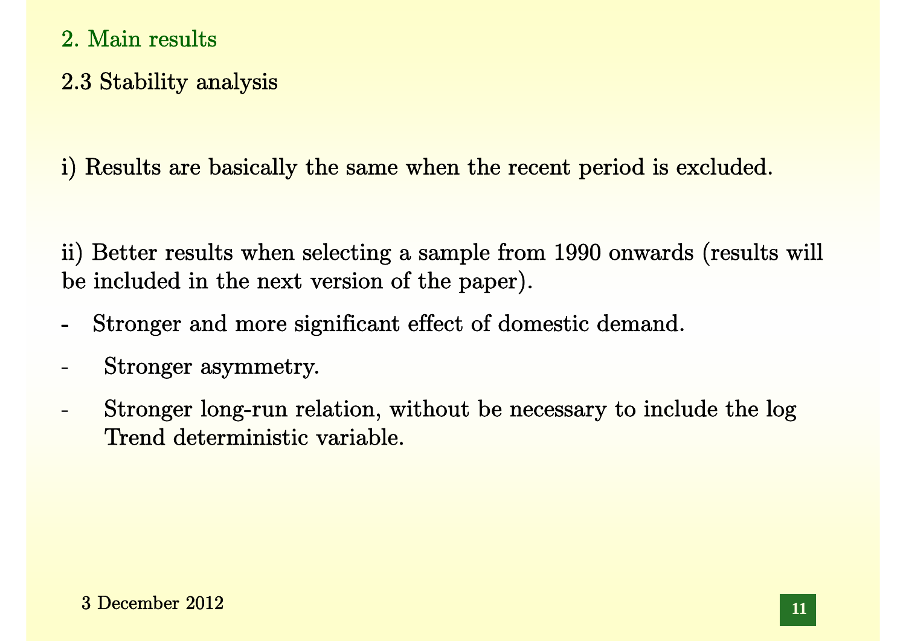## 2. Main results

### 2.3 Stability analysis

i) Results are basically the same when the recent period is excluded.

ii) Better results when selecting a sample from 1990 onwards (results will be included in the next version of the paper).

- Stronger and more significant effect of domestic demand.
- Stronger asymmetry.
- Stronger long-run relation, without be necessary to include the log Trend deterministic variable.

3 December 2012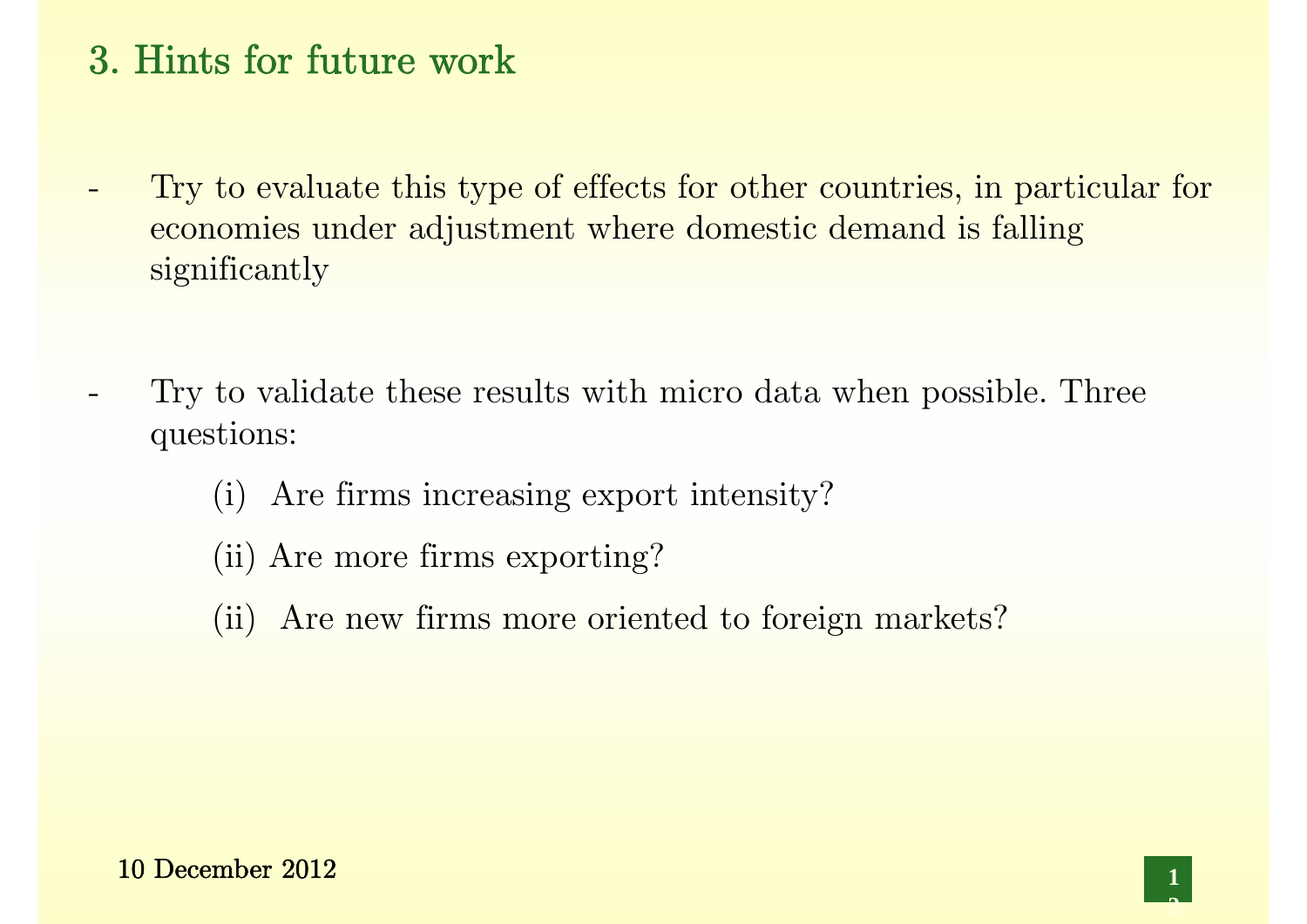## 3. Hints for future work

- Try to evaluate this type of effects for other countries, in particular for economies under adjustment where domestic demand is falling significantly

- Try to validate these results with micro data when possible. Three questions:

  (i) Are firms increasing export intensity?

  (ii) Are more firms exporting?

  (ii) Are new firms more oriented to foreign markets?

10 December 2012